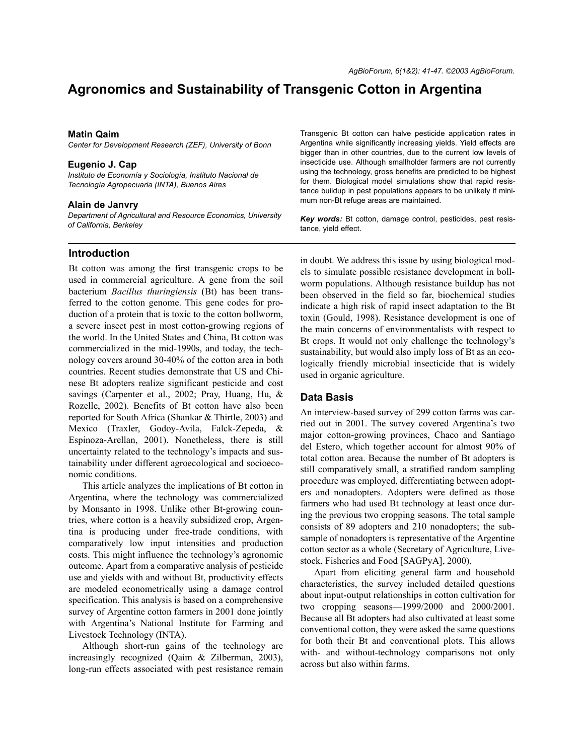# Agronomics and Sustainability of Transgenic Cotton in Argentina

**Matin Qaim**
*Center for Development Research (ZEF), University of Bonn*

**Eugenio J. Cap**
*Instituto de Economía y Sociología, Instituto Nacional de Tecnología Agropecuaria (INTA), Buenos Aires*

**Alain de Janvry**
*Department of Agricultural and Resource Economics, University of California, Berkeley*

Transgenic Bt cotton can halve pesticide application rates in Argentina while significantly increasing yields. Yield effects are bigger than in other countries, due to the current low levels of insecticide use. Although smallholder farmers are not currently using the technology, gross benefits are predicted to be highest for them. Biological model simulations show that rapid resistance buildup in pest populations appears to be unlikely if minimum non-Bt refuge areas are maintained.

***Key words:*** Bt cotton, damage control, pesticides, pest resistance, yield effect.

## Introduction

Bt cotton was among the first transgenic crops to be used in commercial agriculture. A gene from the soil bacterium *Bacillus thuringiensis* (Bt) has been transferred to the cotton genome. This gene codes for production of a protein that is toxic to the cotton bollworm, a severe insect pest in most cotton-growing regions of the world. In the United States and China, Bt cotton was commercialized in the mid-1990s, and today, the technology covers around 30-40% of the cotton area in both countries. Recent studies demonstrate that US and Chinese Bt adopters realize significant pesticide and cost savings (Carpenter et al., 2002; Pray, Huang, Hu, & Rozelle, 2002). Benefits of Bt cotton have also been reported for South Africa (Shankar & Thirtle, 2003) and Mexico (Traxler, Godoy-Avila, Falck-Zepeda, & Espinoza-Arellan, 2001). Nonetheless, there is still uncertainty related to the technology's impacts and sustainability under different agroecological and socioeconomic conditions.

This article analyzes the implications of Bt cotton in Argentina, where the technology was commercialized by Monsanto in 1998. Unlike other Bt-growing countries, where cotton is a heavily subsidized crop, Argentina is producing under free-trade conditions, with comparatively low input intensities and production costs. This might influence the technology's agronomic outcome. Apart from a comparative analysis of pesticide use and yields with and without Bt, productivity effects are modeled econometrically using a damage control specification. This analysis is based on a comprehensive survey of Argentine cotton farmers in 2001 done jointly with Argentina's National Institute for Farming and Livestock Technology (INTA).

Although short-run gains of the technology are increasingly recognized (Qaim & Zilberman, 2003), long-run effects associated with pest resistance remain in doubt. We address this issue by using biological models to simulate possible resistance development in bollworm populations. Although resistance buildup has not been observed in the field so far, biochemical studies indicate a high risk of rapid insect adaptation to the Bt toxin (Gould, 1998). Resistance development is one of the main concerns of environmentalists with respect to Bt crops. It would not only challenge the technology's sustainability, but would also imply loss of Bt as an ecologically friendly microbial insecticide that is widely used in organic agriculture.

## Data Basis

An interview-based survey of 299 cotton farms was carried out in 2001. The survey covered Argentina's two major cotton-growing provinces, Chaco and Santiago del Estero, which together account for almost 90% of total cotton area. Because the number of Bt adopters is still comparatively small, a stratified random sampling procedure was employed, differentiating between adopters and nonadopters. Adopters were defined as those farmers who had used Bt technology at least once during the previous two cropping seasons. The total sample consists of 89 adopters and 210 nonadopters; the subsample of nonadopters is representative of the Argentine cotton sector as a whole (Secretary of Agriculture, Livestock, Fisheries and Food [SAGPyA], 2000).

Apart from eliciting general farm and household characteristics, the survey included detailed questions about input-output relationships in cotton cultivation for two cropping seasons—1999/2000 and 2000/2001. Because all Bt adopters had also cultivated at least some conventional cotton, they were asked the same questions for both their Bt and conventional plots. This allows with- and without-technology comparisons not only across but also within farms.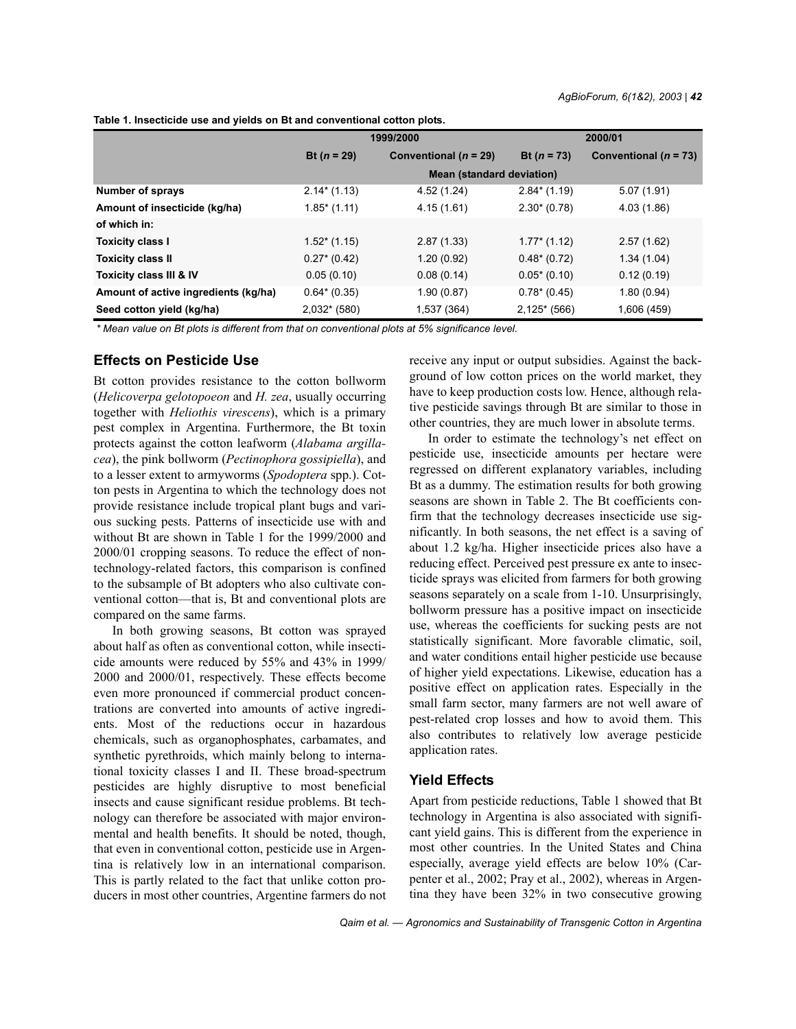**Table 1. Insecticide use and yields on Bt and conventional cotton plots.**

| | 1999/2000 | | 2000/01 | |
|---|---|---|---|---|
| | Bt (*n* = 29) | Conventional (*n* = 29) | Bt (*n* = 73) | Conventional (*n* = 73) |
| | Mean (standard deviation) | | | |
| **Number of sprays** | 2.14* (1.13) | 4.52 (1.24) | 2.84* (1.19) | 5.07 (1.91) |
| **Amount of insecticide (kg/ha)** | 1.85* (1.11) | 4.15 (1.61) | 2.30* (0.78) | 4.03 (1.86) |
| **of which in:** | | | | |
| **Toxicity class I** | 1.52* (1.15) | 2.87 (1.33) | 1.77* (1.12) | 2.57 (1.62) |
| **Toxicity class II** | 0.27* (0.42) | 1.20 (0.92) | 0.48* (0.72) | 1.34 (1.04) |
| **Toxicity class III & IV** | 0.05 (0.10) | 0.08 (0.14) | 0.05* (0.10) | 0.12 (0.19) |
| **Amount of active ingredients (kg/ha)** | 0.64* (0.35) | 1.90 (0.87) | 0.78* (0.45) | 1.80 (0.94) |
| **Seed cotton yield (kg/ha)** | 2,032* (580) | 1,537 (364) | 2,125* (566) | 1,606 (459) |

*\* Mean value on Bt plots is different from that on conventional plots at 5% significance level.*

## Effects on Pesticide Use

Bt cotton provides resistance to the cotton bollworm (*Helicoverpa gelotopoeon* and *H. zea*, usually occurring together with *Heliothis virescens*), which is a primary pest complex in Argentina. Furthermore, the Bt toxin protects against the cotton leafworm (*Alabama argillacea*), the pink bollworm (*Pectinophora gossipiella*), and to a lesser extent to armyworms (*Spodoptera* spp.). Cotton pests in Argentina to which the technology does not provide resistance include tropical plant bugs and various sucking pests. Patterns of insecticide use with and without Bt are shown in Table 1 for the 1999/2000 and 2000/01 cropping seasons. To reduce the effect of non-technology-related factors, this comparison is confined to the subsample of Bt adopters who also cultivate conventional cotton—that is, Bt and conventional plots are compared on the same farms.

In both growing seasons, Bt cotton was sprayed about half as often as conventional cotton, while insecticide amounts were reduced by 55% and 43% in 1999/2000 and 2000/01, respectively. These effects become even more pronounced if commercial product concentrations are converted into amounts of active ingredients. Most of the reductions occur in hazardous chemicals, such as organophosphates, carbamates, and synthetic pyrethroids, which mainly belong to international toxicity classes I and II. These broad-spectrum pesticides are highly disruptive to most beneficial insects and cause significant residue problems. Bt technology can therefore be associated with major environmental and health benefits. It should be noted, though, that even in conventional cotton, pesticide use in Argentina is relatively low in an international comparison. This is partly related to the fact that unlike cotton producers in most other countries, Argentine farmers do not receive any input or output subsidies. Against the background of low cotton prices on the world market, they have to keep production costs low. Hence, although relative pesticide savings through Bt are similar to those in other countries, they are much lower in absolute terms.

In order to estimate the technology's net effect on pesticide use, insecticide amounts per hectare were regressed on different explanatory variables, including Bt as a dummy. The estimation results for both growing seasons are shown in Table 2. The Bt coefficients confirm that the technology decreases insecticide use significantly. In both seasons, the net effect is a saving of about 1.2 kg/ha. Higher insecticide prices also have a reducing effect. Perceived pest pressure ex ante to insecticide sprays was elicited from farmers for both growing seasons separately on a scale from 1-10. Unsurprisingly, bollworm pressure has a positive impact on insecticide use, whereas the coefficients for sucking pests are not statistically significant. More favorable climatic, soil, and water conditions entail higher pesticide use because of higher yield expectations. Likewise, education has a positive effect on application rates. Especially in the small farm sector, many farmers are not well aware of pest-related crop losses and how to avoid them. This also contributes to relatively low average pesticide application rates.

## Yield Effects

Apart from pesticide reductions, Table 1 showed that Bt technology in Argentina is also associated with significant yield gains. This is different from the experience in most other countries. In the United States and China especially, average yield effects are below 10% (Carpenter et al., 2002; Pray et al., 2002), whereas in Argentina they have been 32% in two consecutive growing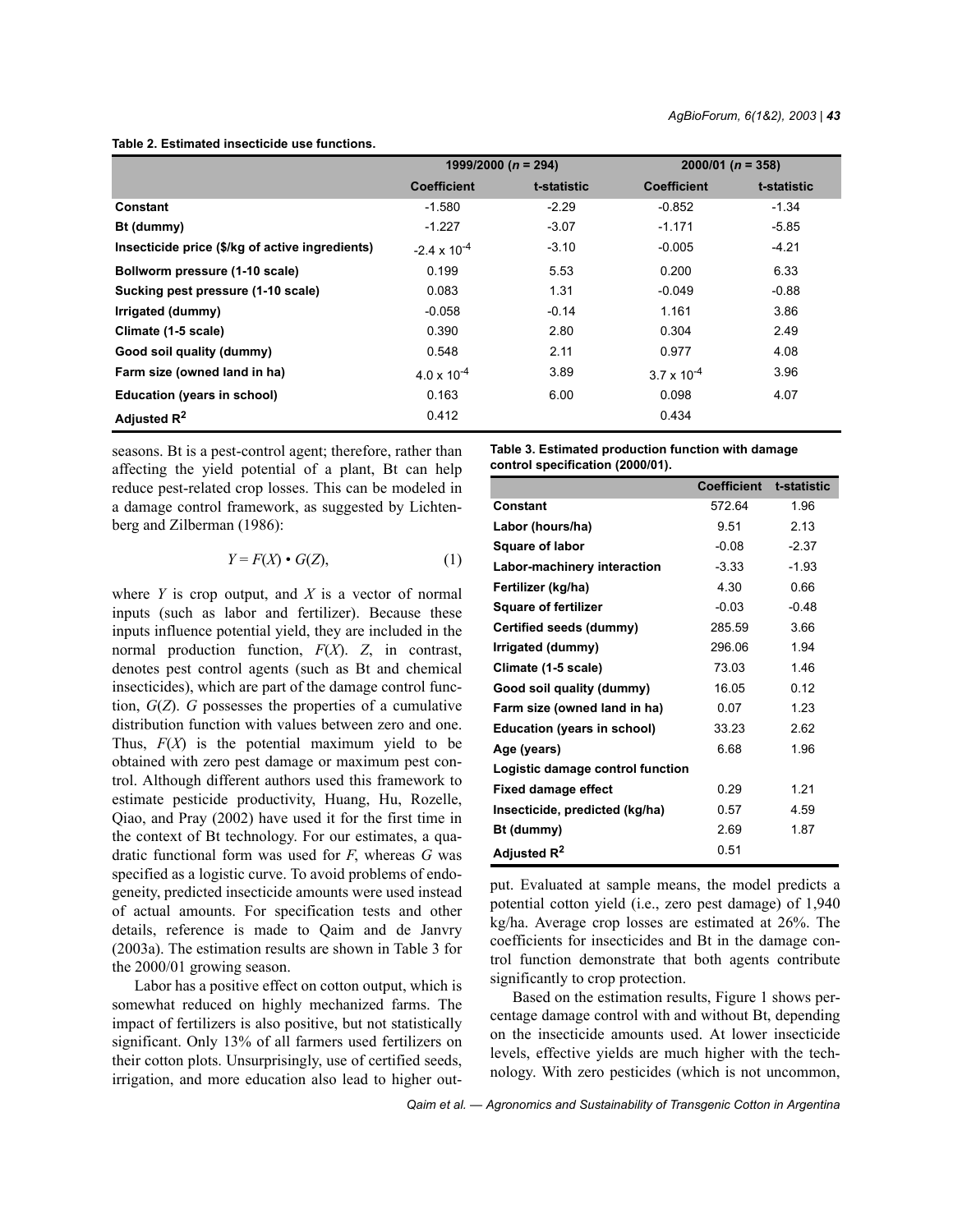**Table 2. Estimated insecticide use functions.**

| | 1999/2000 ($n$ = 294) | | 2000/01 ($n$ = 358) | |
|---|---|---|---|---|
| | Coefficient | t-statistic | Coefficient | t-statistic |
| **Constant** | -1.580 | -2.29 | -0.852 | -1.34 |
| **Bt (dummy)** | -1.227 | -3.07 | -1.171 | -5.85 |
| **Insecticide price ($/kg of active ingredients)** | $-2.4 \times 10^{-4}$ | -3.10 | -0.005 | -4.21 |
| **Bollworm pressure (1-10 scale)** | 0.199 | 5.53 | 0.200 | 6.33 |
| **Sucking pest pressure (1-10 scale)** | 0.083 | 1.31 | -0.049 | -0.88 |
| **Irrigated (dummy)** | -0.058 | -0.14 | 1.161 | 3.86 |
| **Climate (1-5 scale)** | 0.390 | 2.80 | 0.304 | 2.49 |
| **Good soil quality (dummy)** | 0.548 | 2.11 | 0.977 | 4.08 |
| **Farm size (owned land in ha)** | $4.0 \times 10^{-4}$ | 3.89 | $3.7 \times 10^{-4}$ | 3.96 |
| **Education (years in school)** | 0.163 | 6.00 | 0.098 | 4.07 |
| **Adjusted $R^2$** | 0.412 | | 0.434 | |

seasons. Bt is a pest-control agent; therefore, rather than affecting the yield potential of a plant, Bt can help reduce pest-related crop losses. This can be modeled in a damage control framework, as suggested by Lichtenberg and Zilberman (1986):

$$Y = F(X) \cdot G(Z), \quad (1)$$

where $Y$ is crop output, and $X$ is a vector of normal inputs (such as labor and fertilizer). Because these inputs influence potential yield, they are included in the normal production function, $F(X)$. $Z$, in contrast, denotes pest control agents (such as Bt and chemical insecticides), which are part of the damage control function, $G(Z)$. $G$ possesses the properties of a cumulative distribution function with values between zero and one. Thus, $F(X)$ is the potential maximum yield to be obtained with zero pest damage or maximum pest control. Although different authors used this framework to estimate pesticide productivity, Huang, Hu, Rozelle, Qiao, and Pray (2002) have used it for the first time in the context of Bt technology. For our estimates, a quadratic functional form was used for $F$, whereas $G$ was specified as a logistic curve. To avoid problems of endogeneity, predicted insecticide amounts were used instead of actual amounts. For specification tests and other details, reference is made to Qaim and de Janvry (2003a). The estimation results are shown in Table 3 for the 2000/01 growing season.

Labor has a positive effect on cotton output, which is somewhat reduced on highly mechanized farms. The impact of fertilizers is also positive, but not statistically significant. Only 13% of all farmers used fertilizers on their cotton plots. Unsurprisingly, use of certified seeds, irrigation, and more education also lead to higher output. Evaluated at sample means, the model predicts a potential cotton yield (i.e., zero pest damage) of 1,940 kg/ha. Average crop losses are estimated at 26%. The coefficients for insecticides and Bt in the damage control function demonstrate that both agents contribute significantly to crop protection.

**Table 3. Estimated production function with damage control specification (2000/01).**

| | Coefficient | t-statistic |
|---|---|---|
| **Constant** | 572.64 | 1.96 |
| **Labor (hours/ha)** | 9.51 | 2.13 |
| **Square of labor** | -0.08 | -2.37 |
| **Labor-machinery interaction** | -3.33 | -1.93 |
| **Fertilizer (kg/ha)** | 4.30 | 0.66 |
| **Square of fertilizer** | -0.03 | -0.48 |
| **Certified seeds (dummy)** | 285.59 | 3.66 |
| **Irrigated (dummy)** | 296.06 | 1.94 |
| **Climate (1-5 scale)** | 73.03 | 1.46 |
| **Good soil quality (dummy)** | 16.05 | 0.12 |
| **Farm size (owned land in ha)** | 0.07 | 1.23 |
| **Education (years in school)** | 33.23 | 2.62 |
| **Age (years)** | 6.68 | 1.96 |
| **Logistic damage control function** | | |
| **Fixed damage effect** | 0.29 | 1.21 |
| **Insecticide, predicted (kg/ha)** | 0.57 | 4.59 |
| **Bt (dummy)** | 2.69 | 1.87 |
| **Adjusted $R^2$** | 0.51 | |

Based on the estimation results, Figure 1 shows percentage damage control with and without Bt, depending on the insecticide amounts used. At lower insecticide levels, effective yields are much higher with the technology. With zero pesticides (which is not uncommon,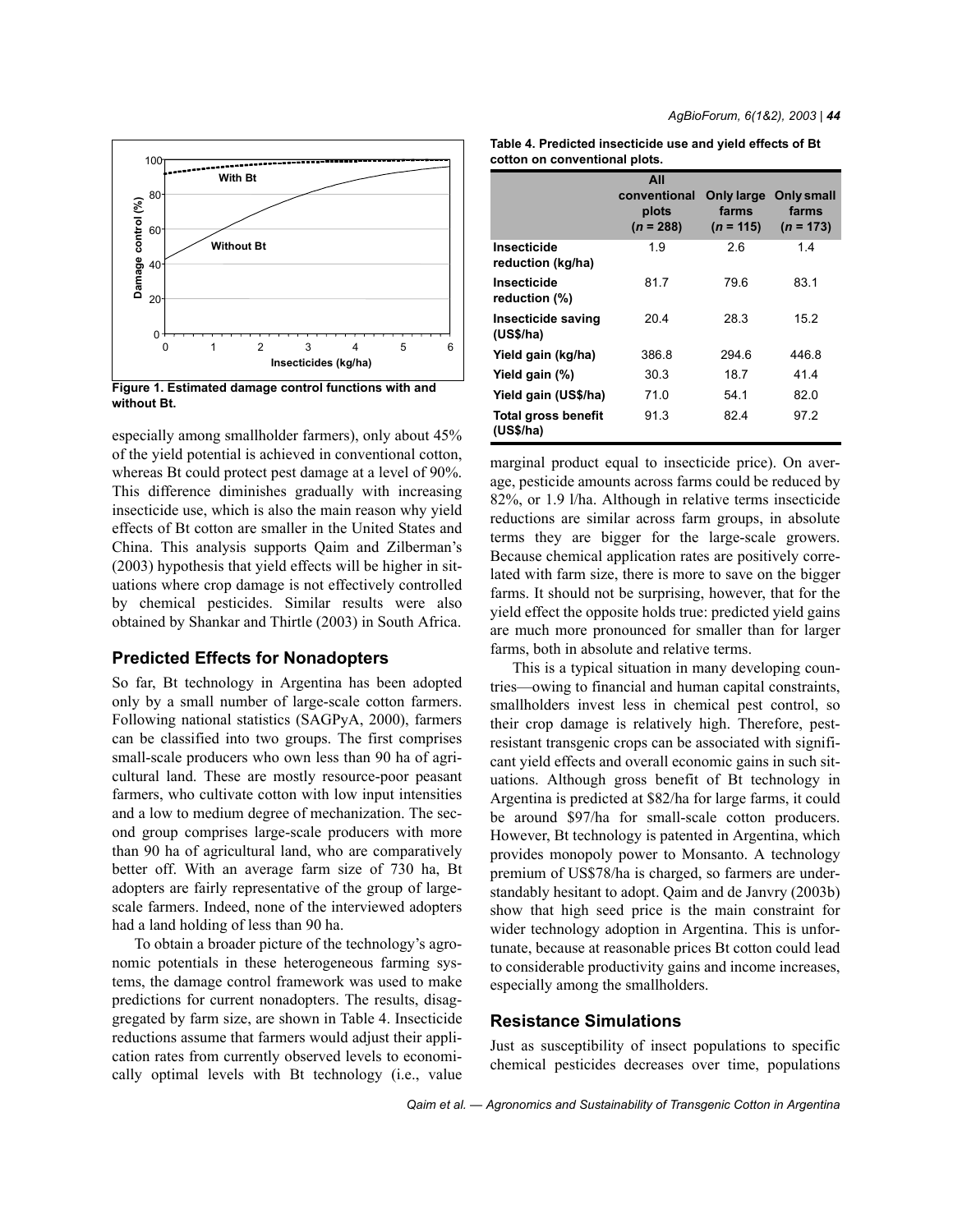Figure 1. Estimated damage control functions with and without Bt.

especially among smallholder farmers), only about 45% of the yield potential is achieved in conventional cotton, whereas Bt could protect pest damage at a level of 90%. This difference diminishes gradually with increasing insecticide use, which is also the main reason why yield effects of Bt cotton are smaller in the United States and China. This analysis supports Qaim and Zilberman's (2003) hypothesis that yield effects will be higher in situations where crop damage is not effectively controlled by chemical pesticides. Similar results were also obtained by Shankar and Thirtle (2003) in South Africa.

## Predicted Effects for Nonadopters

So far, Bt technology in Argentina has been adopted only by a small number of large-scale cotton farmers. Following national statistics (SAGPyA, 2000), farmers can be classified into two groups. The first comprises small-scale producers who own less than 90 ha of agricultural land. These are mostly resource-poor peasant farmers, who cultivate cotton with low input intensities and a low to medium degree of mechanization. The second group comprises large-scale producers with more than 90 ha of agricultural land, who are comparatively better off. With an average farm size of 730 ha, Bt adopters are fairly representative of the group of large-scale farmers. Indeed, none of the interviewed adopters had a land holding of less than 90 ha.

To obtain a broader picture of the technology's agronomic potentials in these heterogeneous farming systems, the damage control framework was used to make predictions for current nonadopters. The results, disaggregated by farm size, are shown in Table 4. Insecticide reductions assume that farmers would adjust their application rates from currently observed levels to economically optimal levels with Bt technology (i.e., value marginal product equal to insecticide price). On average, pesticide amounts across farms could be reduced by 82%, or 1.9 l/ha. Although in relative terms insecticide reductions are similar across farm groups, in absolute terms they are bigger for the large-scale growers. Because chemical application rates are positively correlated with farm size, there is more to save on the bigger farms. It should not be surprising, however, that for the yield effect the opposite holds true: predicted yield gains are much more pronounced for smaller than for larger farms, both in absolute and relative terms.

**Table 4. Predicted insecticide use and yield effects of Bt cotton on conventional plots.**

| | All conventional plots (*n* = 288) | Only large farms (*n* = 115) | Only small farms (*n* = 173) |
|---|---|---|---|
| **Insecticide reduction (kg/ha)** | 1.9 | 2.6 | 1.4 |
| **Insecticide reduction (%)** | 81.7 | 79.6 | 83.1 |
| **Insecticide saving (US$/ha)** | 20.4 | 28.3 | 15.2 |
| **Yield gain (kg/ha)** | 386.8 | 294.6 | 446.8 |
| **Yield gain (%)** | 30.3 | 18.7 | 41.4 |
| **Yield gain (US$/ha)** | 71.0 | 54.1 | 82.0 |
| **Total gross benefit (US$/ha)** | 91.3 | 82.4 | 97.2 |

This is a typical situation in many developing countries—owing to financial and human capital constraints, smallholders invest less in chemical pest control, so their crop damage is relatively high. Therefore, pest-resistant transgenic crops can be associated with significant yield effects and overall economic gains in such situations. Although gross benefit of Bt technology in Argentina is predicted at $82/ha for large farms, it could be around $97/ha for small-scale cotton producers. However, Bt technology is patented in Argentina, which provides monopoly power to Monsanto. A technology premium of US$78/ha is charged, so farmers are understandably hesitant to adopt. Qaim and de Janvry (2003b) show that high seed price is the main constraint for wider technology adoption in Argentina. This is unfortunate, because at reasonable prices Bt cotton could lead to considerable productivity gains and income increases, especially among the smallholders.

## Resistance Simulations

Just as susceptibility of insect populations to specific chemical pesticides decreases over time, populations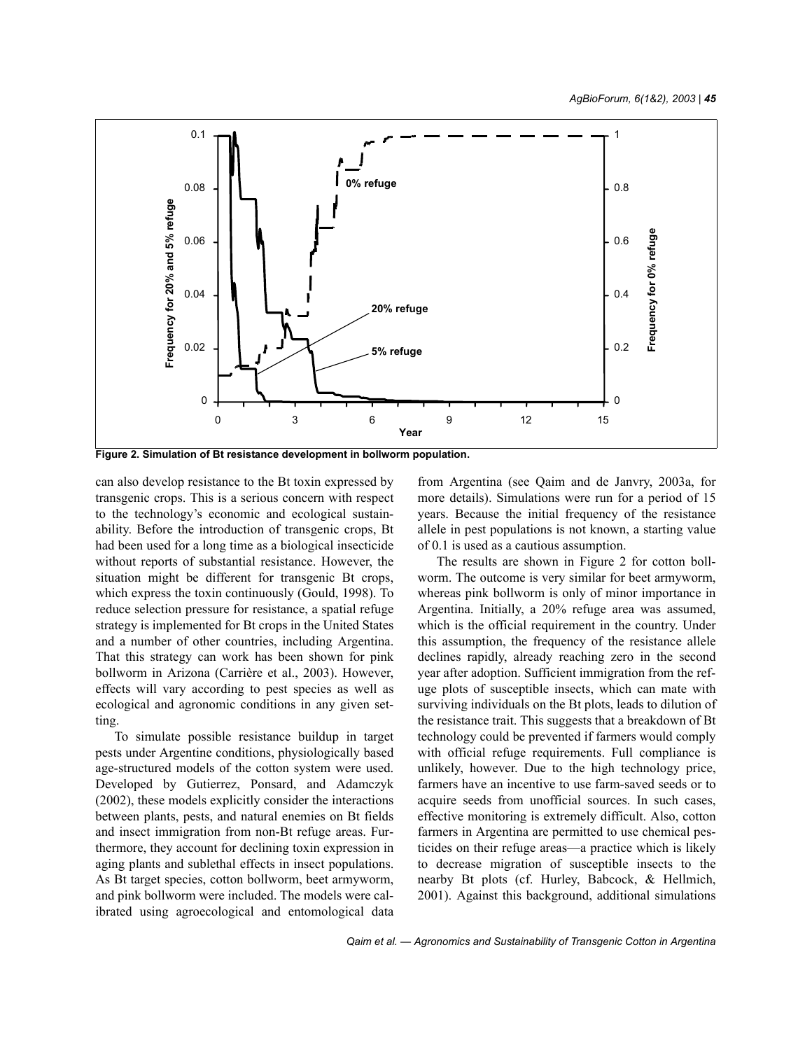Figure 2. Simulation of Bt resistance development in bollworm population.

can also develop resistance to the Bt toxin expressed by transgenic crops. This is a serious concern with respect to the technology's economic and ecological sustainability. Before the introduction of transgenic crops, Bt had been used for a long time as a biological insecticide without reports of substantial resistance. However, the situation might be different for transgenic Bt crops, which express the toxin continuously (Gould, 1998). To reduce selection pressure for resistance, a spatial refuge strategy is implemented for Bt crops in the United States and a number of other countries, including Argentina. That this strategy can work has been shown for pink bollworm in Arizona (Carrière et al., 2003). However, effects will vary according to pest species as well as ecological and agronomic conditions in any given setting.

To simulate possible resistance buildup in target pests under Argentine conditions, physiologically based age-structured models of the cotton system were used. Developed by Gutierrez, Ponsard, and Adamczyk (2002), these models explicitly consider the interactions between plants, pests, and natural enemies on Bt fields and insect immigration from non-Bt refuge areas. Furthermore, they account for declining toxin expression in aging plants and sublethal effects in insect populations. As Bt target species, cotton bollworm, beet armyworm, and pink bollworm were included. The models were calibrated using agroecological and entomological data from Argentina (see Qaim and de Janvry, 2003a, for more details). Simulations were run for a period of 15 years. Because the initial frequency of the resistance allele in pest populations is not known, a starting value of 0.1 is used as a cautious assumption.

The results are shown in Figure 2 for cotton bollworm. The outcome is very similar for beet armyworm, whereas pink bollworm is only of minor importance in Argentina. Initially, a 20% refuge area was assumed, which is the official requirement in the country. Under this assumption, the frequency of the resistance allele declines rapidly, already reaching zero in the second year after adoption. Sufficient immigration from the refuge plots of susceptible insects, which can mate with surviving individuals on the Bt plots, leads to dilution of the resistance trait. This suggests that a breakdown of Bt technology could be prevented if farmers would comply with official refuge requirements. Full compliance is unlikely, however. Due to the high technology price, farmers have an incentive to use farm-saved seeds or to acquire seeds from unofficial sources. In such cases, effective monitoring is extremely difficult. Also, cotton farmers in Argentina are permitted to use chemical pesticides on their refuge areas—a practice which is likely to decrease migration of susceptible insects to the nearby Bt plots (cf. Hurley, Babcock, & Hellmich, 2001). Against this background, additional simulations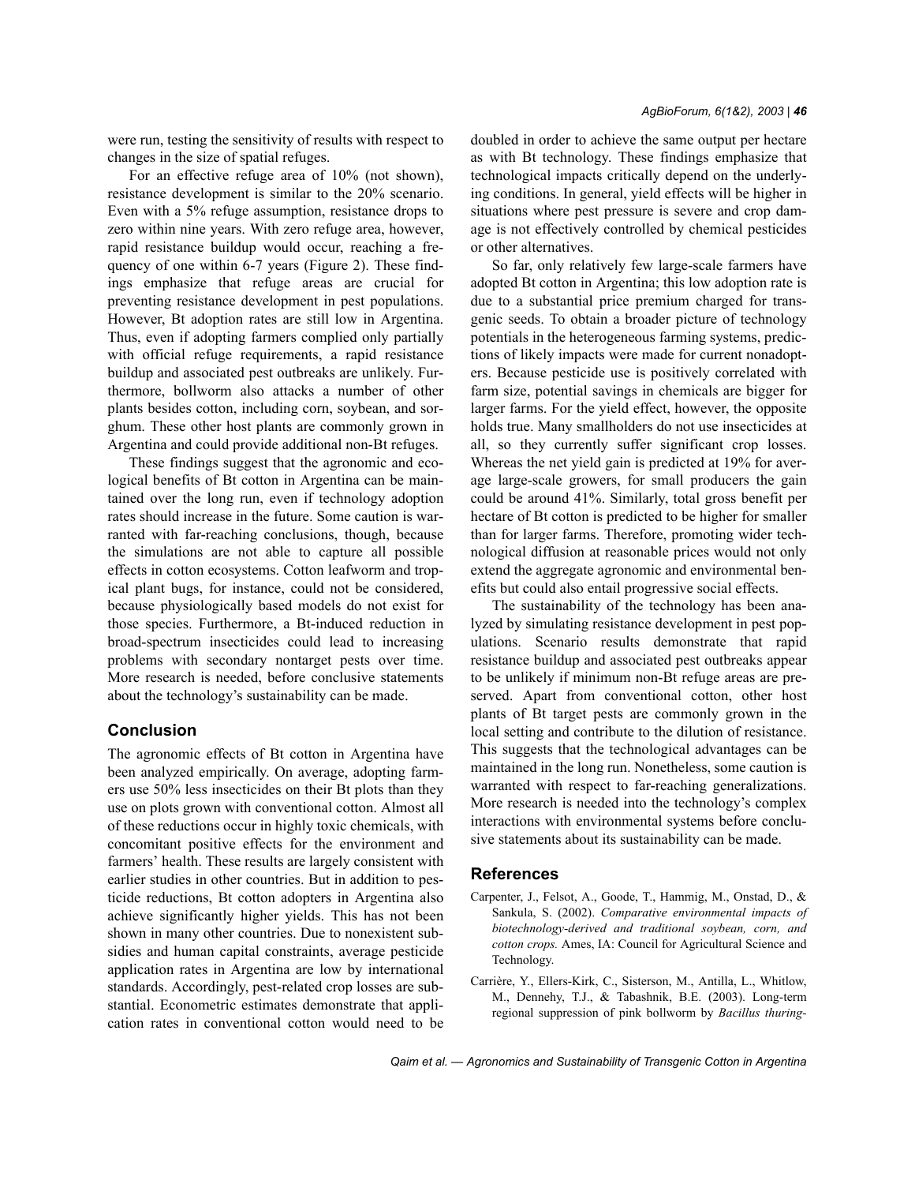were run, testing the sensitivity of results with respect to changes in the size of spatial refuges.

For an effective refuge area of 10% (not shown), resistance development is similar to the 20% scenario. Even with a 5% refuge assumption, resistance drops to zero within nine years. With zero refuge area, however, rapid resistance buildup would occur, reaching a frequency of one within 6-7 years (Figure 2). These findings emphasize that refuge areas are crucial for preventing resistance development in pest populations. However, Bt adoption rates are still low in Argentina. Thus, even if adopting farmers complied only partially with official refuge requirements, a rapid resistance buildup and associated pest outbreaks are unlikely. Furthermore, bollworm also attacks a number of other plants besides cotton, including corn, soybean, and sorghum. These other host plants are commonly grown in Argentina and could provide additional non-Bt refuges.

These findings suggest that the agronomic and ecological benefits of Bt cotton in Argentina can be maintained over the long run, even if technology adoption rates should increase in the future. Some caution is warranted with far-reaching conclusions, though, because the simulations are not able to capture all possible effects in cotton ecosystems. Cotton leafworm and tropical plant bugs, for instance, could not be considered, because physiologically based models do not exist for those species. Furthermore, a Bt-induced reduction in broad-spectrum insecticides could lead to increasing problems with secondary nontarget pests over time. More research is needed, before conclusive statements about the technology's sustainability can be made.

## Conclusion

The agronomic effects of Bt cotton in Argentina have been analyzed empirically. On average, adopting farmers use 50% less insecticides on their Bt plots than they use on plots grown with conventional cotton. Almost all of these reductions occur in highly toxic chemicals, with concomitant positive effects for the environment and farmers' health. These results are largely consistent with earlier studies in other countries. But in addition to pesticide reductions, Bt cotton adopters in Argentina also achieve significantly higher yields. This has not been shown in many other countries. Due to nonexistent subsidies and human capital constraints, average pesticide application rates in Argentina are low by international standards. Accordingly, pest-related crop losses are substantial. Econometric estimates demonstrate that application rates in conventional cotton would need to be doubled in order to achieve the same output per hectare as with Bt technology. These findings emphasize that technological impacts critically depend on the underlying conditions. In general, yield effects will be higher in situations where pest pressure is severe and crop damage is not effectively controlled by chemical pesticides or other alternatives.

So far, only relatively few large-scale farmers have adopted Bt cotton in Argentina; this low adoption rate is due to a substantial price premium charged for transgenic seeds. To obtain a broader picture of technology potentials in the heterogeneous farming systems, predictions of likely impacts were made for current nonadopters. Because pesticide use is positively correlated with farm size, potential savings in chemicals are bigger for larger farms. For the yield effect, however, the opposite holds true. Many smallholders do not use insecticides at all, so they currently suffer significant crop losses. Whereas the net yield gain is predicted at 19% for average large-scale growers, for small producers the gain could be around 41%. Similarly, total gross benefit per hectare of Bt cotton is predicted to be higher for smaller than for larger farms. Therefore, promoting wider technological diffusion at reasonable prices would not only extend the aggregate agronomic and environmental benefits but could also entail progressive social effects.

The sustainability of the technology has been analyzed by simulating resistance development in pest populations. Scenario results demonstrate that rapid resistance buildup and associated pest outbreaks appear to be unlikely if minimum non-Bt refuge areas are preserved. Apart from conventional cotton, other host plants of Bt target pests are commonly grown in the local setting and contribute to the dilution of resistance. This suggests that the technological advantages can be maintained in the long run. Nonetheless, some caution is warranted with respect to far-reaching generalizations. More research is needed into the technology's complex interactions with environmental systems before conclusive statements about its sustainability can be made.

## References

Carpenter, J., Felsot, A., Goode, T., Hammig, M., Onstad, D., & Sankula, S. (2002). *Comparative environmental impacts of biotechnology-derived and traditional soybean, corn, and cotton crops.* Ames, IA: Council for Agricultural Science and Technology.

Carrière, Y., Ellers-Kirk, C., Sisterson, M., Antilla, L., Whitlow, M., Dennehy, T.J., & Tabashnik, B.E. (2003). Long-term regional suppression of pink bollworm by *Bacillus thuring-*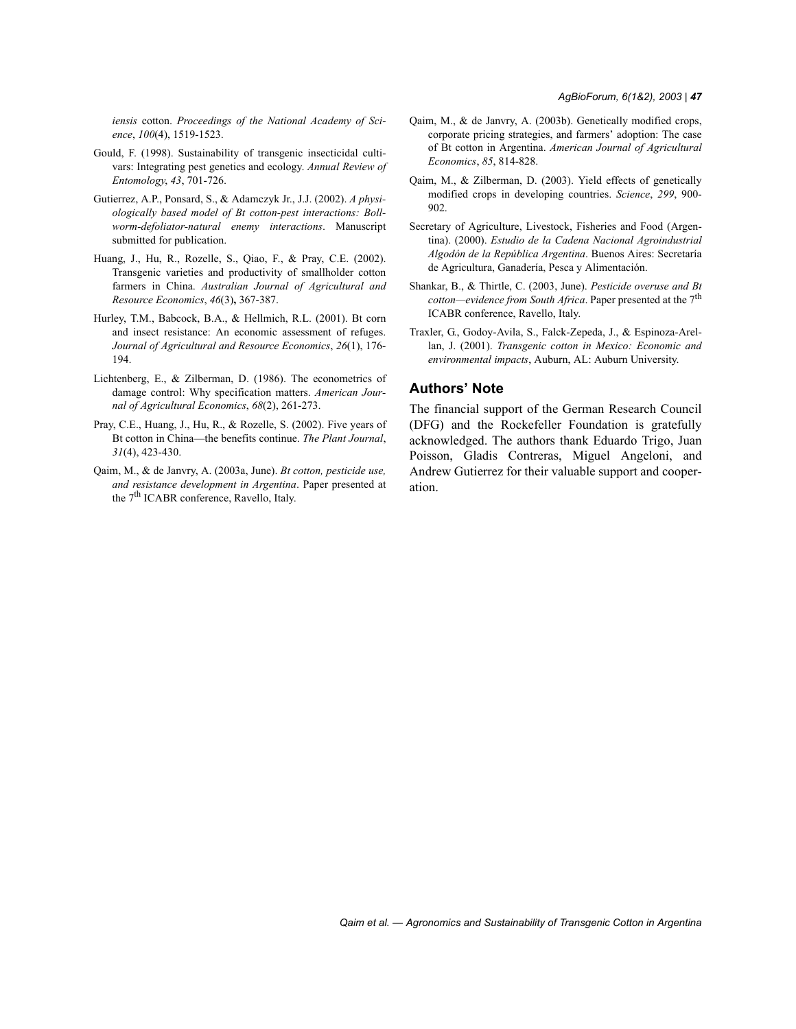*iensis* cotton. *Proceedings of the National Academy of Science*, *100*(4), 1519-1523.

Gould, F. (1998). Sustainability of transgenic insecticidal cultivars: Integrating pest genetics and ecology. *Annual Review of Entomology*, *43*, 701-726.

Gutierrez, A.P., Ponsard, S., & Adamczyk Jr., J.J. (2002). *A physiologically based model of Bt cotton-pest interactions: Bollworm-defoliator-natural enemy interactions*. Manuscript submitted for publication.

Huang, J., Hu, R., Rozelle, S., Qiao, F., & Pray, C.E. (2002). Transgenic varieties and productivity of smallholder cotton farmers in China. *Australian Journal of Agricultural and Resource Economics*, *46*(3), 367-387.

Hurley, T.M., Babcock, B.A., & Hellmich, R.L. (2001). Bt corn and insect resistance: An economic assessment of refuges. *Journal of Agricultural and Resource Economics*, *26*(1), 176-194.

Lichtenberg, E., & Zilberman, D. (1986). The econometrics of damage control: Why specification matters. *American Journal of Agricultural Economics*, *68*(2), 261-273.

Pray, C.E., Huang, J., Hu, R., & Rozelle, S. (2002). Five years of Bt cotton in China—the benefits continue. *The Plant Journal*, *31*(4), 423-430.

Qaim, M., & de Janvry, A. (2003a, June). *Bt cotton, pesticide use, and resistance development in Argentina*. Paper presented at the 7th ICABR conference, Ravello, Italy.

Qaim, M., & de Janvry, A. (2003b). Genetically modified crops, corporate pricing strategies, and farmers' adoption: The case of Bt cotton in Argentina. *American Journal of Agricultural Economics*, *85*, 814-828.

Qaim, M., & Zilberman, D. (2003). Yield effects of genetically modified crops in developing countries. *Science*, *299*, 900-902.

Secretary of Agriculture, Livestock, Fisheries and Food (Argentina). (2000). *Estudio de la Cadena Nacional Agroindustrial Algodón de la República Argentina*. Buenos Aires: Secretaría de Agricultura, Ganadería, Pesca y Alimentación.

Shankar, B., & Thirtle, C. (2003, June). *Pesticide overuse and Bt cotton—evidence from South Africa*. Paper presented at the 7th ICABR conference, Ravello, Italy.

Traxler, G., Godoy-Avila, S., Falck-Zepeda, J., & Espinoza-Arellan, J. (2001). *Transgenic cotton in Mexico: Economic and environmental impacts*, Auburn, AL: Auburn University.

## Authors' Note

The financial support of the German Research Council (DFG) and the Rockefeller Foundation is gratefully acknowledged. The authors thank Eduardo Trigo, Juan Poisson, Gladis Contreras, Miguel Angeloni, and Andrew Gutierrez for their valuable support and cooperation.